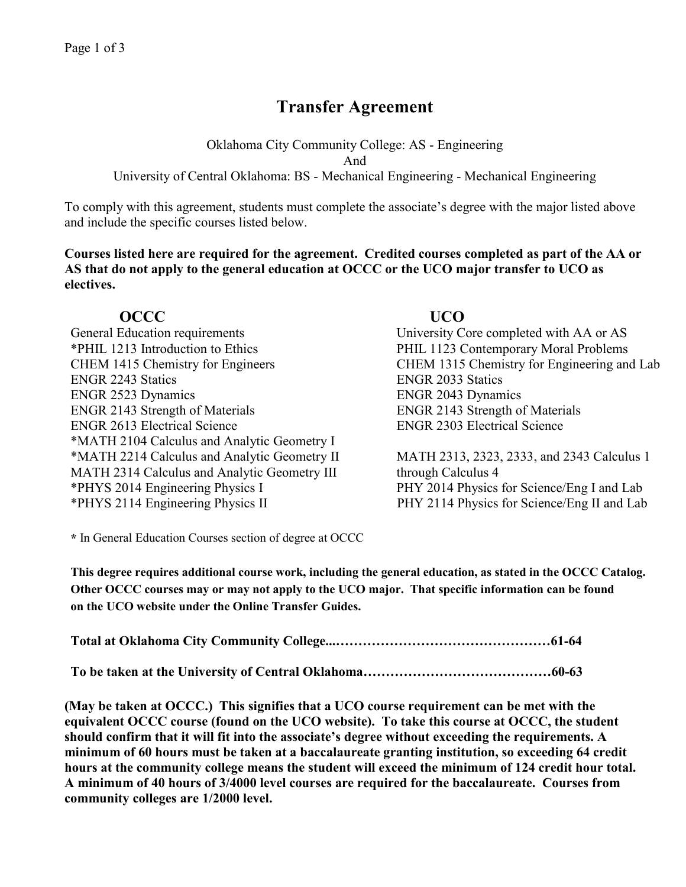# Transfer Agreement

Oklahoma City Community College: AS - Engineering
And
University of Central Oklahoma: BS - Mechanical Engineering - Mechanical Engineering

To comply with this agreement, students must complete the associate's degree with the major listed above and include the specific courses listed below.

**Courses listed here are required for the agreement. Credited courses completed as part of the AA or AS that do not apply to the general education at OCCC or the UCO major transfer to UCO as electives.**

| OCCC | UCO |
|---|---|
| General Education requirements | University Core completed with AA or AS |
| *PHIL 1213 Introduction to Ethics | PHIL 1123 Contemporary Moral Problems |
| CHEM 1415 Chemistry for Engineers | CHEM 1315 Chemistry for Engineering and Lab |
| ENGR 2243 Statics | ENGR 2033 Statics |
| ENGR 2523 Dynamics | ENGR 2043 Dynamics |
| ENGR 2143 Strength of Materials | ENGR 2143 Strength of Materials |
| ENGR 2613 Electrical Science | ENGR 2303 Electrical Science |
| *MATH 2104 Calculus and Analytic Geometry I<br>*MATH 2214 Calculus and Analytic Geometry II<br>MATH 2314 Calculus and Analytic Geometry III | MATH 2313, 2323, 2333, and 2343 Calculus 1 through Calculus 4 |
| *PHYS 2014 Engineering Physics I | PHY 2014 Physics for Science/Eng I and Lab |
| *PHYS 2114 Engineering Physics II | PHY 2114 Physics for Science/Eng II and Lab |

**\*** In General Education Courses section of degree at OCCC

**This degree requires additional course work, including the general education, as stated in the OCCC Catalog. Other OCCC courses may or may not apply to the UCO major. That specific information can be found on the UCO website under the Online Transfer Guides.**

**Total at Oklahoma City Community College...…………………………………………61-64**

**To be taken at the University of Central Oklahoma……………………………………60-63**

**(May be taken at OCCC.) This signifies that a UCO course requirement can be met with the equivalent OCCC course (found on the UCO website). To take this course at OCCC, the student should confirm that it will fit into the associate's degree without exceeding the requirements. A minimum of 60 hours must be taken at a baccalaureate granting institution, so exceeding 64 credit hours at the community college means the student will exceed the minimum of 124 credit hour total. A minimum of 40 hours of 3/4000 level courses are required for the baccalaureate. Courses from community colleges are 1/2000 level.**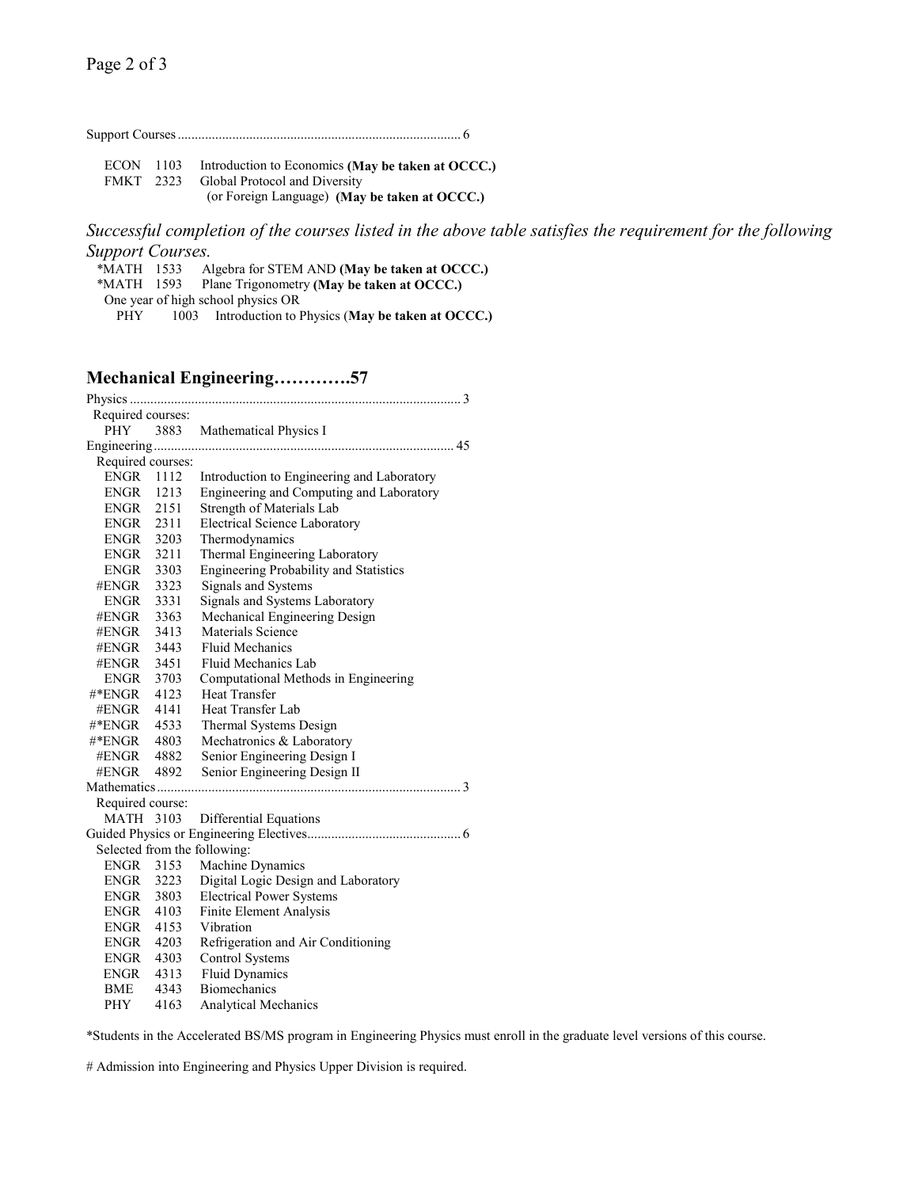Support Courses .................................................................................. 6

| | | |
|---|---|---|
| ECON | 1103 | Introduction to Economics **(May be taken at OCCC.)** |
| FMKT | 2323 | Global Protocol and Diversity (or Foreign Language) **(May be taken at OCCC.)** |

*Successful completion of the courses listed in the above table satisfies the requirement for the following Support Courses.*

*MATH 1533 Algebra for STEM AND **(May be taken at OCCC.)**
*MATH 1593 Plane Trigonometry **(May be taken at OCCC.)**
One year of high school physics OR
PHY 1003 Introduction to Physics (**May be taken at OCCC.)**

## Mechanical Engineering…………57

Physics ................................................................................................ 3

Required courses:

| | | |
|---|---|---|
| PHY | 3883 | Mathematical Physics I |

Engineering ....................................................................................... 45

Required courses:

| | | |
|---|---|---|
| ENGR | 1112 | Introduction to Engineering and Laboratory |
| ENGR | 1213 | Engineering and Computing and Laboratory |
| ENGR | 2151 | Strength of Materials Lab |
| ENGR | 2311 | Electrical Science Laboratory |
| ENGR | 3203 | Thermodynamics |
| ENGR | 3211 | Thermal Engineering Laboratory |
| ENGR | 3303 | Engineering Probability and Statistics |
| #ENGR | 3323 | Signals and Systems |
| ENGR | 3331 | Signals and Systems Laboratory |
| #ENGR | 3363 | Mechanical Engineering Design |
| #ENGR | 3413 | Materials Science |
| #ENGR | 3443 | Fluid Mechanics |
| #ENGR | 3451 | Fluid Mechanics Lab |
| ENGR | 3703 | Computational Methods in Engineering |
| #*ENGR | 4123 | Heat Transfer |
| #ENGR | 4141 | Heat Transfer Lab |
| #*ENGR | 4533 | Thermal Systems Design |
| #*ENGR | 4803 | Mechatronics & Laboratory |
| #ENGR | 4882 | Senior Engineering Design I |
| #ENGR | 4892 | Senior Engineering Design II |

Mathematics ........................................................................................ 3

Required course:

| | | |
|---|---|---|
| MATH | 3103 | Differential Equations |

Guided Physics or Engineering Electives............................................. 6

Selected from the following:

| | | |
|---|---|---|
| ENGR | 3153 | Machine Dynamics |
| ENGR | 3223 | Digital Logic Design and Laboratory |
| ENGR | 3803 | Electrical Power Systems |
| ENGR | 4103 | Finite Element Analysis |
| ENGR | 4153 | Vibration |
| ENGR | 4203 | Refrigeration and Air Conditioning |
| ENGR | 4303 | Control Systems |
| ENGR | 4313 | Fluid Dynamics |
| BME | 4343 | Biomechanics |
| PHY | 4163 | Analytical Mechanics |

*Students in the Accelerated BS/MS program in Engineering Physics must enroll in the graduate level versions of this course.

# Admission into Engineering and Physics Upper Division is required.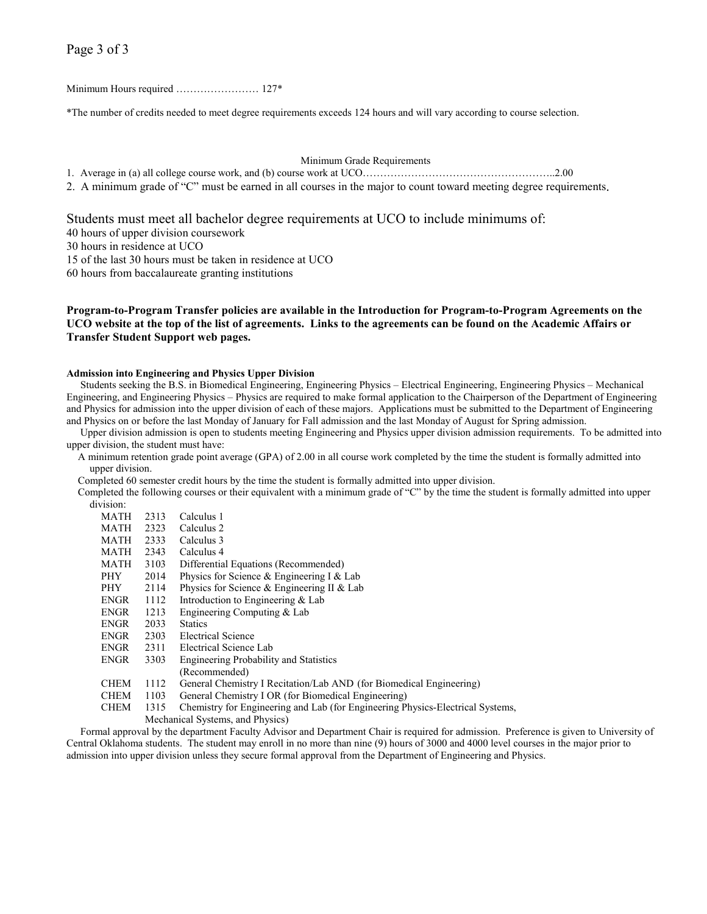Minimum Hours required …………………… 127*

*The number of credits needed to meet degree requirements exceeds 124 hours and will vary according to course selection.

Minimum Grade Requirements

1. Average in (a) all college course work, and (b) course work at UCO……………………………………………..2.00
2. A minimum grade of "C" must be earned in all courses in the major to count toward meeting degree requirements.

Students must meet all bachelor degree requirements at UCO to include minimums of:

40 hours of upper division coursework
30 hours in residence at UCO
15 of the last 30 hours must be taken in residence at UCO
60 hours from baccalaureate granting institutions

**Program-to-Program Transfer policies are available in the Introduction for Program-to-Program Agreements on the UCO website at the top of the list of agreements. Links to the agreements can be found on the Academic Affairs or Transfer Student Support web pages.**

**Admission into Engineering and Physics Upper Division**

Students seeking the B.S. in Biomedical Engineering, Engineering Physics – Electrical Engineering, Engineering Physics – Mechanical Engineering, and Engineering Physics – Physics are required to make formal application to the Chairperson of the Department of Engineering and Physics for admission into the upper division of each of these majors. Applications must be submitted to the Department of Engineering and Physics on or before the last Monday of January for Fall admission and the last Monday of August for Spring admission.

Upper division admission is open to students meeting Engineering and Physics upper division admission requirements. To be admitted into upper division, the student must have:

A minimum retention grade point average (GPA) of 2.00 in all course work completed by the time the student is formally admitted into upper division.

Completed 60 semester credit hours by the time the student is formally admitted into upper division.

Completed the following courses or their equivalent with a minimum grade of "C" by the time the student is formally admitted into upper division:

| | | |
|---|---|---|
| MATH | 2313 | Calculus 1 |
| MATH | 2323 | Calculus 2 |
| MATH | 2333 | Calculus 3 |
| MATH | 2343 | Calculus 4 |
| MATH | 3103 | Differential Equations (Recommended) |
| PHY | 2014 | Physics for Science & Engineering I & Lab |
| PHY | 2114 | Physics for Science & Engineering II & Lab |
| ENGR | 1112 | Introduction to Engineering & Lab |
| ENGR | 1213 | Engineering Computing & Lab |
| ENGR | 2033 | Statics |
| ENGR | 2303 | Electrical Science |
| ENGR | 2311 | Electrical Science Lab |
| ENGR | 3303 | Engineering Probability and Statistics (Recommended) |
| CHEM | 1112 | General Chemistry I Recitation/Lab AND (for Biomedical Engineering) |
| CHEM | 1103 | General Chemistry I OR (for Biomedical Engineering) |
| CHEM | 1315 | Chemistry for Engineering and Lab (for Engineering Physics-Electrical Systems, Mechanical Systems, and Physics) |

Formal approval by the department Faculty Advisor and Department Chair is required for admission. Preference is given to University of Central Oklahoma students. The student may enroll in no more than nine (9) hours of 3000 and 4000 level courses in the major prior to admission into upper division unless they secure formal approval from the Department of Engineering and Physics.